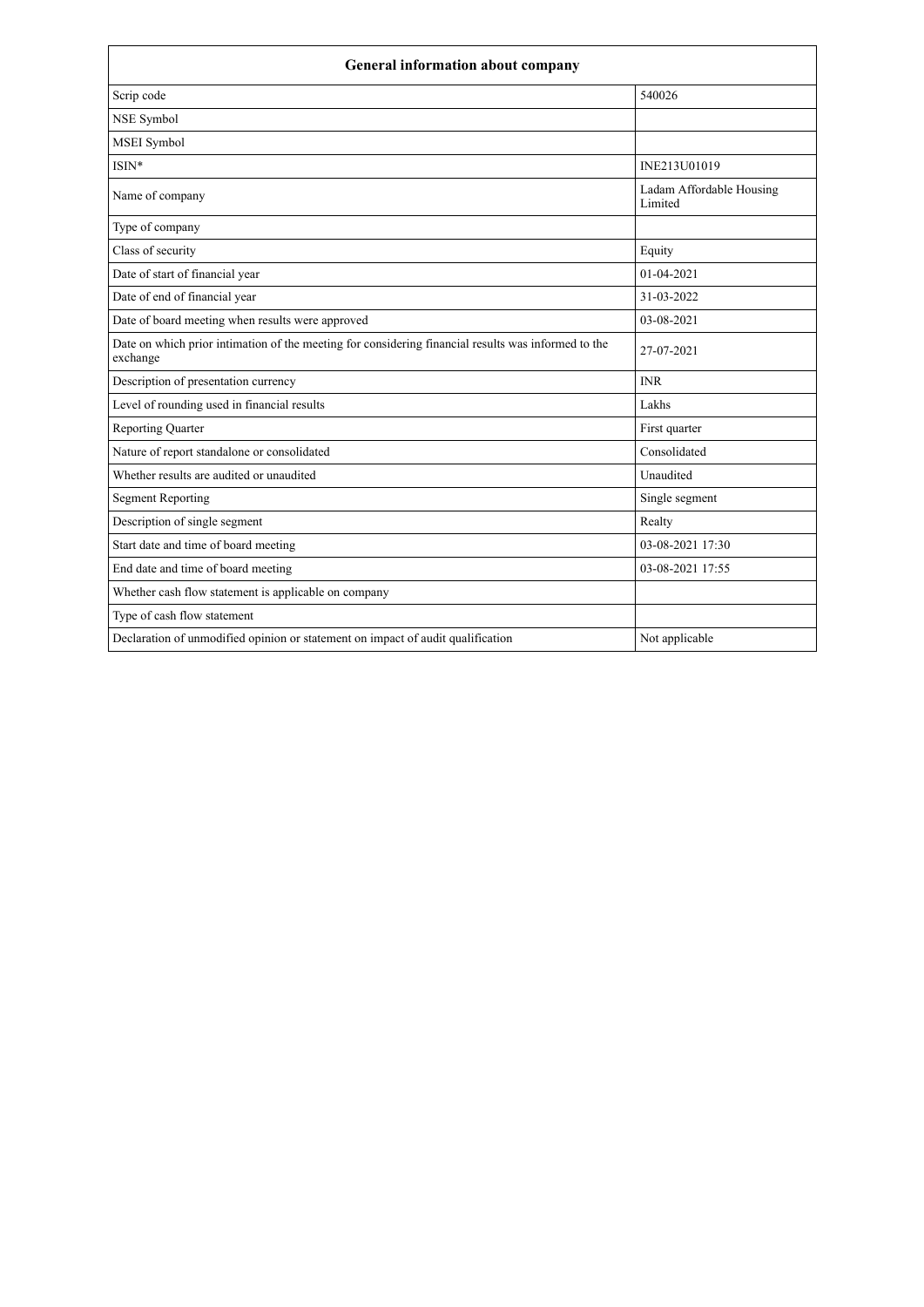| General information about company | |
|---|---|
| Scrip code | 540026 |
| NSE Symbol | |
| MSEI Symbol | |
| ISIN* | INE213U01019 |
| Name of company | Ladam Affordable Housing Limited |
| Type of company | |
| Class of security | Equity |
| Date of start of financial year | 01-04-2021 |
| Date of end of financial year | 31-03-2022 |
| Date of board meeting when results were approved | 03-08-2021 |
| Date on which prior intimation of the meeting for considering financial results was informed to the exchange | 27-07-2021 |
| Description of presentation currency | INR |
| Level of rounding used in financial results | Lakhs |
| Reporting Quarter | First quarter |
| Nature of report standalone or consolidated | Consolidated |
| Whether results are audited or unaudited | Unaudited |
| Segment Reporting | Single segment |
| Description of single segment | Realty |
| Start date and time of board meeting | 03-08-2021 17:30 |
| End date and time of board meeting | 03-08-2021 17:55 |
| Whether cash flow statement is applicable on company | |
| Type of cash flow statement | |
| Declaration of unmodified opinion or statement on impact of audit qualification | Not applicable |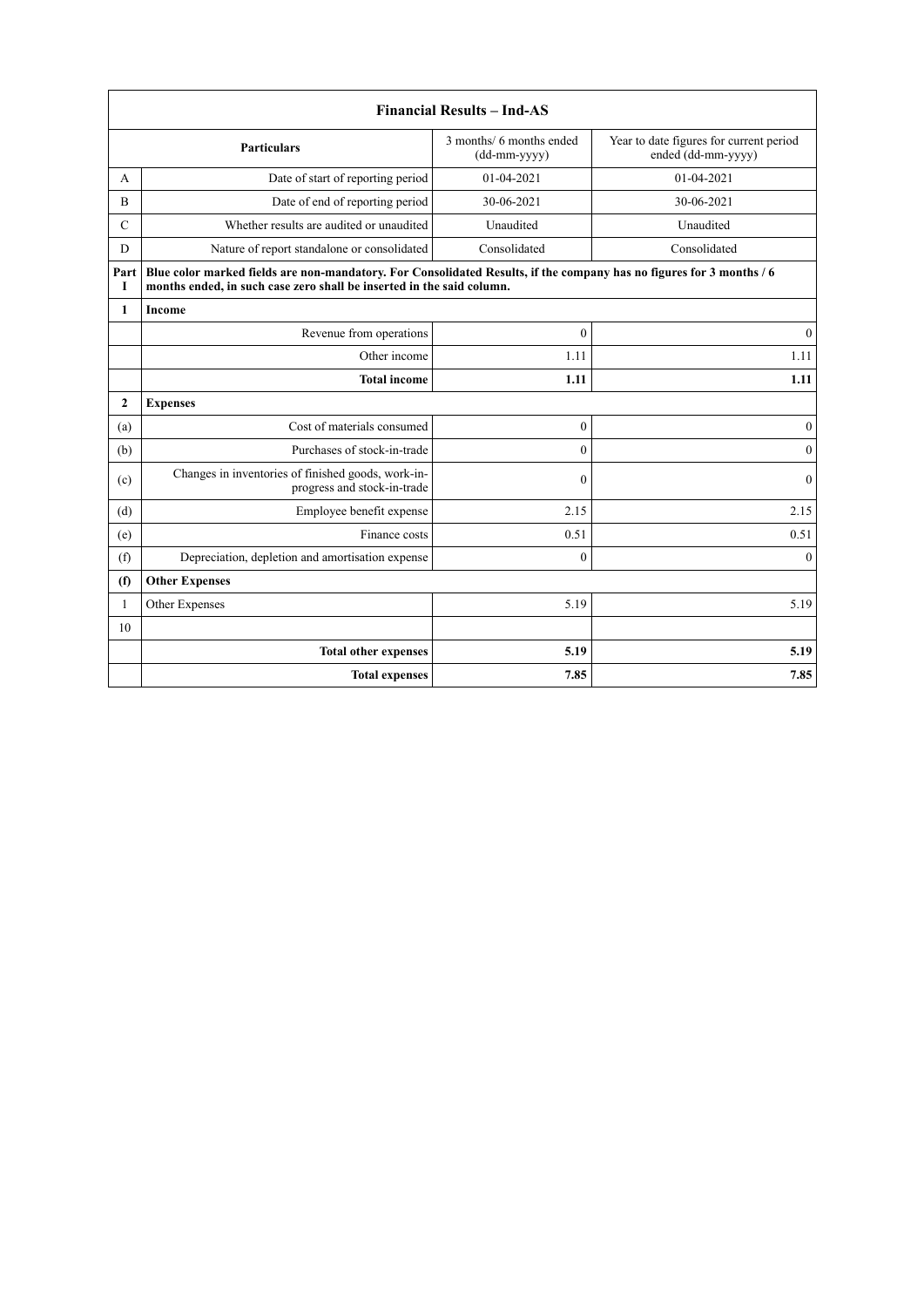| Financial Results – Ind-AS | | | |
|---|---|---|---|
| | **Particulars** | 3 months/ 6 months ended (dd-mm-yyyy) | Year to date figures for current period ended (dd-mm-yyyy) |
| A | Date of start of reporting period | 01-04-2021 | 01-04-2021 |
| B | Date of end of reporting period | 30-06-2021 | 30-06-2021 |
| C | Whether results are audited or unaudited | Unaudited | Unaudited |
| D | Nature of report standalone or consolidated | Consolidated | Consolidated |
| **Part I** | **Blue color marked fields are non-mandatory. For Consolidated Results, if the company has no figures for 3 months / 6 months ended, in such case zero shall be inserted in the said column.** | | |
| **1** | **Income** | | |
| | Revenue from operations | 0 | 0 |
| | Other income | 1.11 | 1.11 |
| | **Total income** | **1.11** | **1.11** |
| **2** | **Expenses** | | |
| (a) | Cost of materials consumed | 0 | 0 |
| (b) | Purchases of stock-in-trade | 0 | 0 |
| (c) | Changes in inventories of finished goods, work-in-progress and stock-in-trade | 0 | 0 |
| (d) | Employee benefit expense | 2.15 | 2.15 |
| (e) | Finance costs | 0.51 | 0.51 |
| (f) | Depreciation, depletion and amortisation expense | 0 | 0 |
| **(f)** | **Other Expenses** | | |
| 1 | Other Expenses | 5.19 | 5.19 |
| 10 | | | |
| | **Total other expenses** | **5.19** | **5.19** |
| | **Total expenses** | **7.85** | **7.85** |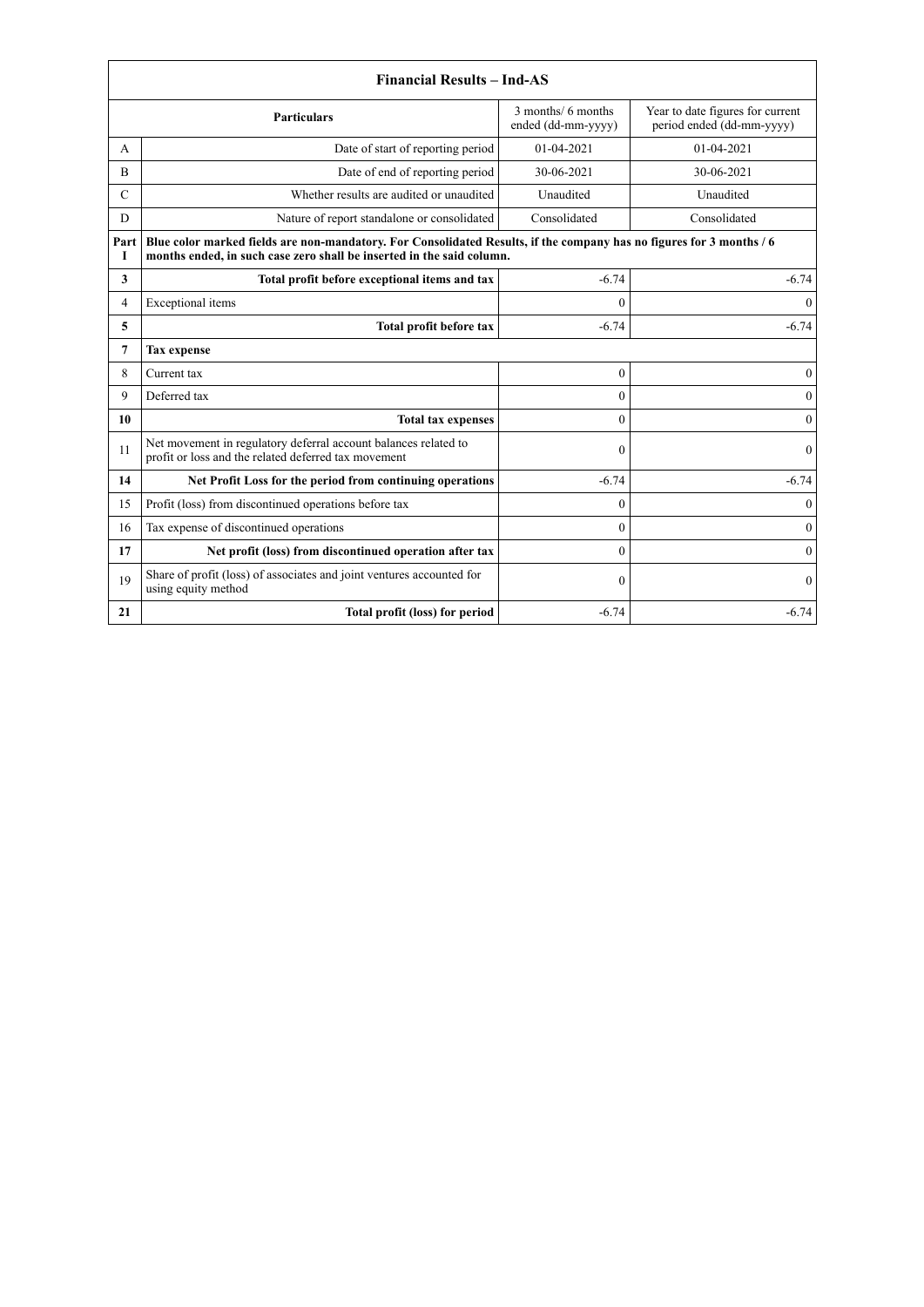| Financial Results – Ind-AS | | | |
|---|---|---|---|
| | **Particulars** | 3 months/ 6 months ended (dd-mm-yyyy) | Year to date figures for current period ended (dd-mm-yyyy) |
| A | Date of start of reporting period | 01-04-2021 | 01-04-2021 |
| B | Date of end of reporting period | 30-06-2021 | 30-06-2021 |
| C | Whether results are audited or unaudited | Unaudited | Unaudited |
| D | Nature of report standalone or consolidated | Consolidated | Consolidated |
| **Part I** | **Blue color marked fields are non-mandatory. For Consolidated Results, if the company has no figures for 3 months / 6 months ended, in such case zero shall be inserted in the said column.** | | |
| **3** | **Total profit before exceptional items and tax** | -6.74 | -6.74 |
| 4 | Exceptional items | 0 | 0 |
| **5** | **Total profit before tax** | -6.74 | -6.74 |
| **7** | **Tax expense** | | |
| 8 | Current tax | 0 | 0 |
| 9 | Deferred tax | 0 | 0 |
| **10** | **Total tax expenses** | 0 | 0 |
| 11 | Net movement in regulatory deferral account balances related to profit or loss and the related deferred tax movement | 0 | 0 |
| **14** | **Net Profit Loss for the period from continuing operations** | -6.74 | -6.74 |
| 15 | Profit (loss) from discontinued operations before tax | 0 | 0 |
| 16 | Tax expense of discontinued operations | 0 | 0 |
| **17** | **Net profit (loss) from discontinued operation after tax** | 0 | 0 |
| 19 | Share of profit (loss) of associates and joint ventures accounted for using equity method | 0 | 0 |
| **21** | **Total profit (loss) for period** | -6.74 | -6.74 |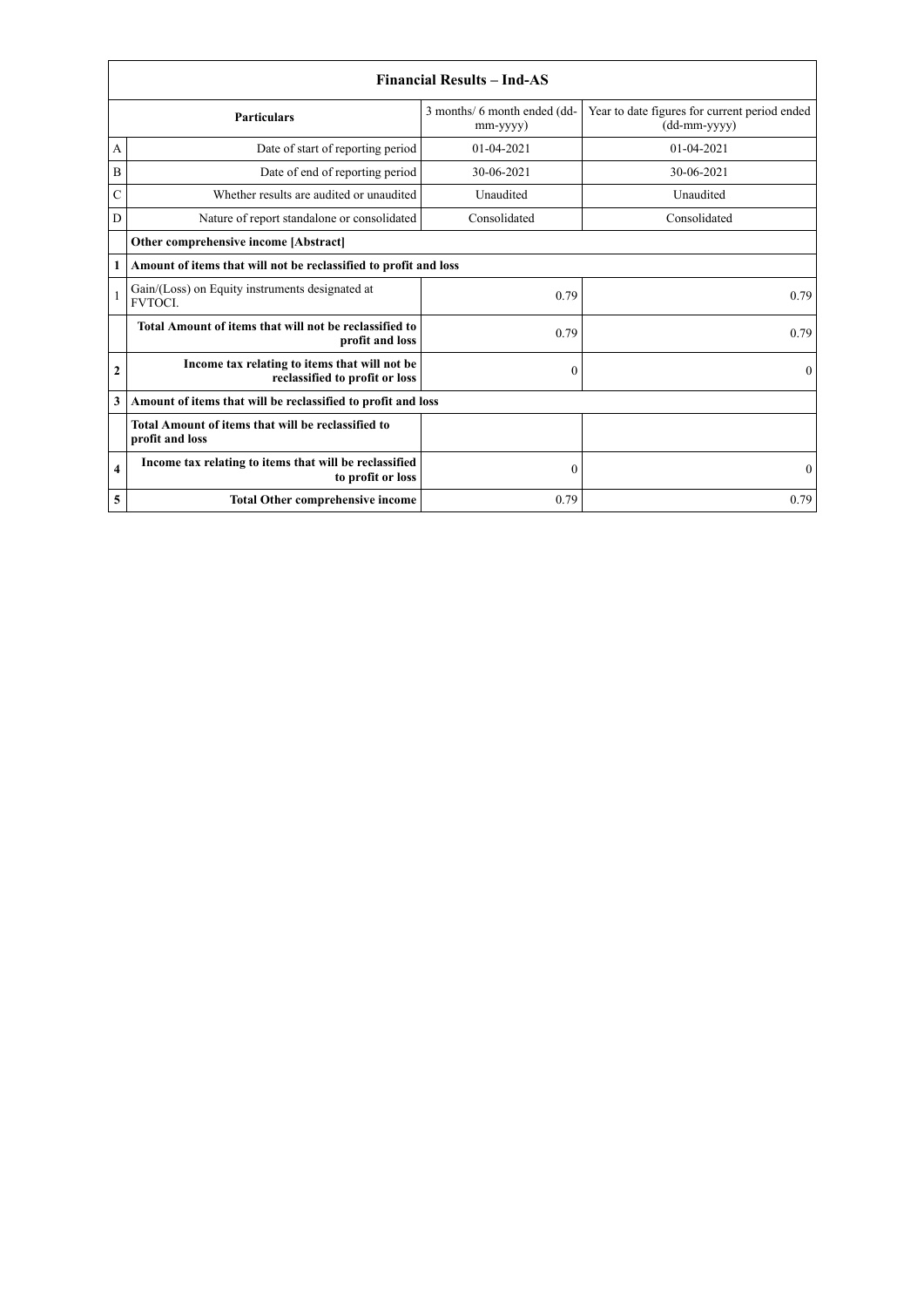| Financial Results – Ind-AS | | | |
|---|---|---|---|
| | **Particulars** | 3 months/ 6 month ended (dd-mm-yyyy) | Year to date figures for current period ended (dd-mm-yyyy) |
| A | Date of start of reporting period | 01-04-2021 | 01-04-2021 |
| B | Date of end of reporting period | 30-06-2021 | 30-06-2021 |
| C | Whether results are audited or unaudited | Unaudited | Unaudited |
| D | Nature of report standalone or consolidated | Consolidated | Consolidated |
| | **Other comprehensive income [Abstract]** | | |
| **1** | **Amount of items that will not be reclassified to profit and loss** | | |
| 1 | Gain/(Loss) on Equity instruments designated at FVTOCI. | 0.79 | 0.79 |
| | **Total Amount of items that will not be reclassified to profit and loss** | 0.79 | 0.79 |
| **2** | **Income tax relating to items that will not be reclassified to profit or loss** | 0 | 0 |
| **3** | **Amount of items that will be reclassified to profit and loss** | | |
| | **Total Amount of items that will be reclassified to profit and loss** | | |
| **4** | **Income tax relating to items that will be reclassified to profit or loss** | 0 | 0 |
| **5** | **Total Other comprehensive income** | 0.79 | 0.79 |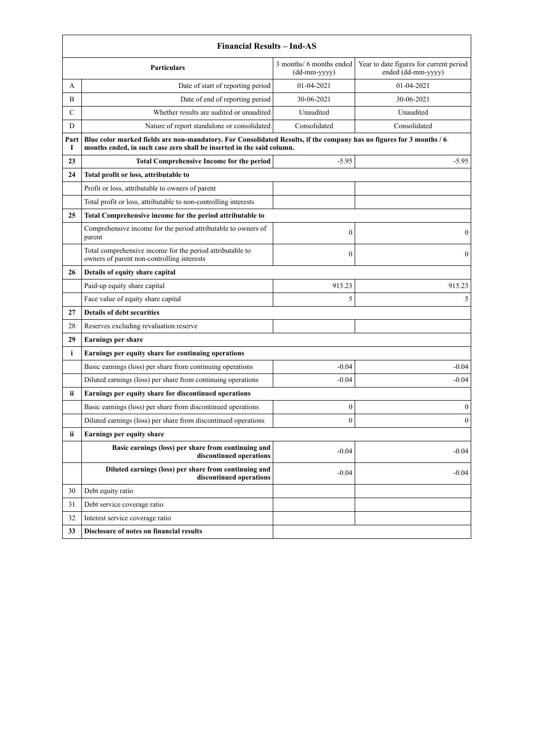| Financial Results – Ind-AS | | | |
|---|---|---|---|
| | **Particulars** | 3 months/ 6 months ended (dd-mm-yyyy) | Year to date figures for current period ended (dd-mm-yyyy) |
| A | Date of start of reporting period | 01-04-2021 | 01-04-2021 |
| B | Date of end of reporting period | 30-06-2021 | 30-06-2021 |
| C | Whether results are audited or unaudited | Unaudited | Unaudited |
| D | Nature of report standalone or consolidated | Consolidated | Consolidated |
| Part I | **Blue color marked fields are non-mandatory. For Consolidated Results, if the company has no figures for 3 months / 6 months ended, in such case zero shall be inserted in the said column.** | | |
| **23** | **Total Comprehensive Income for the period** | -5.95 | -5.95 |
| **24** | **Total profit or loss, attributable to** | | |
| | Profit or loss, attributable to owners of parent | | |
| | Total profit or loss, attributable to non-controlling interests | | |
| **25** | **Total Comprehensive income for the period attributable to** | | |
| | Comprehensive income for the period attributable to owners of parent | 0 | 0 |
| | Total comprehensive income for the period attributable to owners of parent non-controlling interests | 0 | 0 |
| **26** | **Details of equity share capital** | | |
| | Paid-up equity share capital | 915.23 | 915.23 |
| | Face value of equity share capital | 5 | 5 |
| **27** | **Details of debt securities** | | |
| 28 | Reserves excluding revaluation reserve | | |
| **29** | **Earnings per share** | | |
| **i** | **Earnings per equity share for continuing operations** | | |
| | Basic earnings (loss) per share from continuing operations | -0.04 | -0.04 |
| | Diluted earnings (loss) per share from continuing operations | -0.04 | -0.04 |
| **ii** | **Earnings per equity share for discontinued operations** | | |
| | Basic earnings (loss) per share from discontinued operations | 0 | 0 |
| | Diluted earnings (loss) per share from discontinued operations | 0 | 0 |
| **ii** | **Earnings per equity share** | | |
| | **Basic earnings (loss) per share from continuing and discontinued operations** | -0.04 | -0.04 |
| | **Diluted earnings (loss) per share from continuing and discontinued operations** | -0.04 | -0.04 |
| 30 | Debt equity ratio | | |
| 31 | Debt service coverage ratio | | |
| 32 | Interest service coverage ratio | | |
| **33** | **Disclosure of notes on financial results** | | |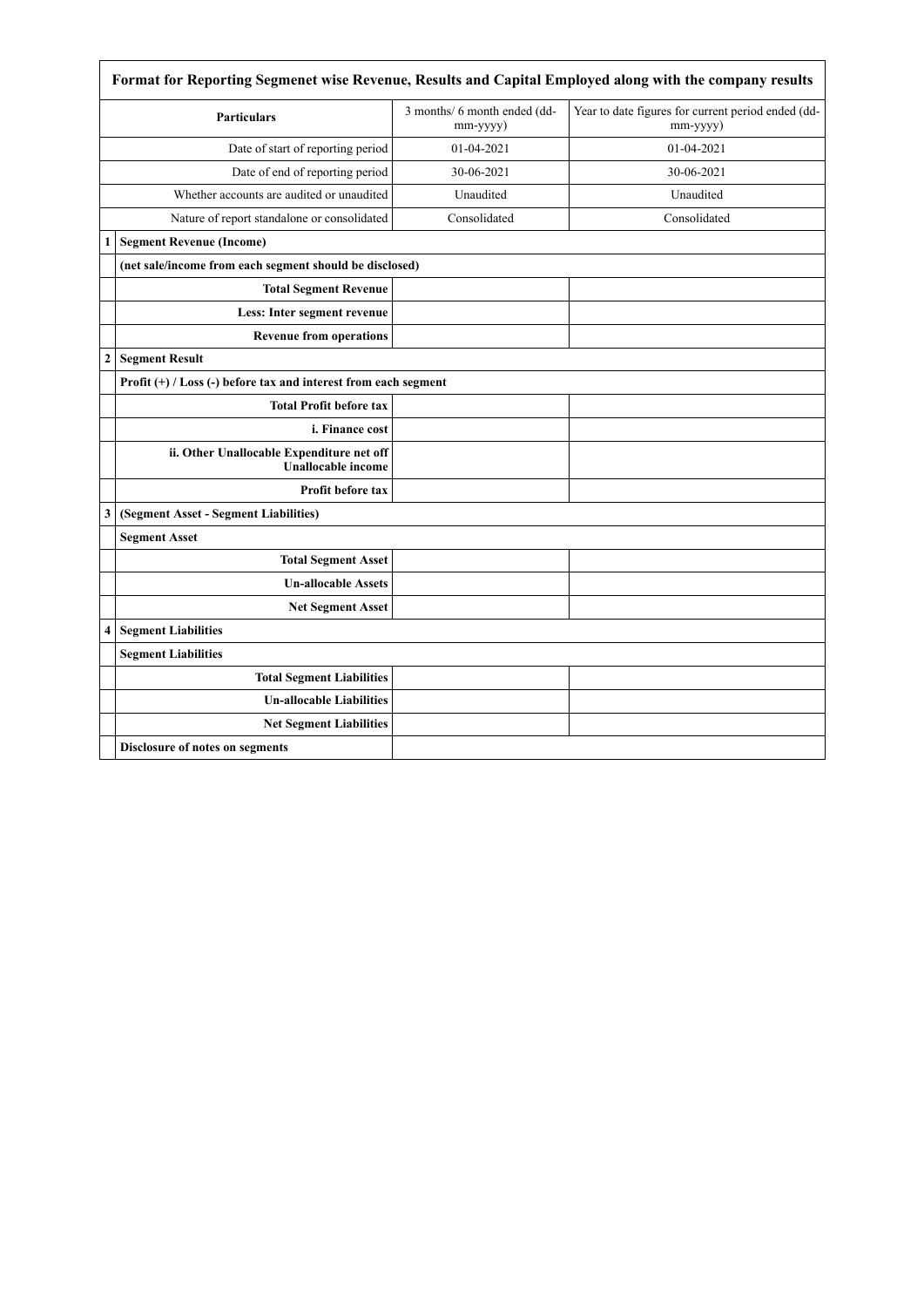| Format for Reporting Segmenet wise Revenue, Results and Capital Employed along with the company results | | | |
|---|---|---|---|
| | **Particulars** | 3 months/ 6 month ended (dd-mm-yyyy) | Year to date figures for current period ended (dd-mm-yyyy) |
| | Date of start of reporting period | 01-04-2021 | 01-04-2021 |
| | Date of end of reporting period | 30-06-2021 | 30-06-2021 |
| | Whether accounts are audited or unaudited | Unaudited | Unaudited |
| | Nature of report standalone or consolidated | Consolidated | Consolidated |
| **1** | **Segment Revenue (Income)** | | |
| | **(net sale/income from each segment should be disclosed)** | | |
| | **Total Segment Revenue** | | |
| | **Less: Inter segment revenue** | | |
| | **Revenue from operations** | | |
| **2** | **Segment Result** | | |
| | **Profit (+) / Loss (-) before tax and interest from each segment** | | |
| | **Total Profit before tax** | | |
| | **i. Finance cost** | | |
| | **ii. Other Unallocable Expenditure net off Unallocable income** | | |
| | **Profit before tax** | | |
| **3** | **(Segment Asset - Segment Liabilities)** | | |
| | **Segment Asset** | | |
| | **Total Segment Asset** | | |
| | **Un-allocable Assets** | | |
| | **Net Segment Asset** | | |
| **4** | **Segment Liabilities** | | |
| | **Segment Liabilities** | | |
| | **Total Segment Liabilities** | | |
| | **Un-allocable Liabilities** | | |
| | **Net Segment Liabilities** | | |
| | **Disclosure of notes on segments** | | |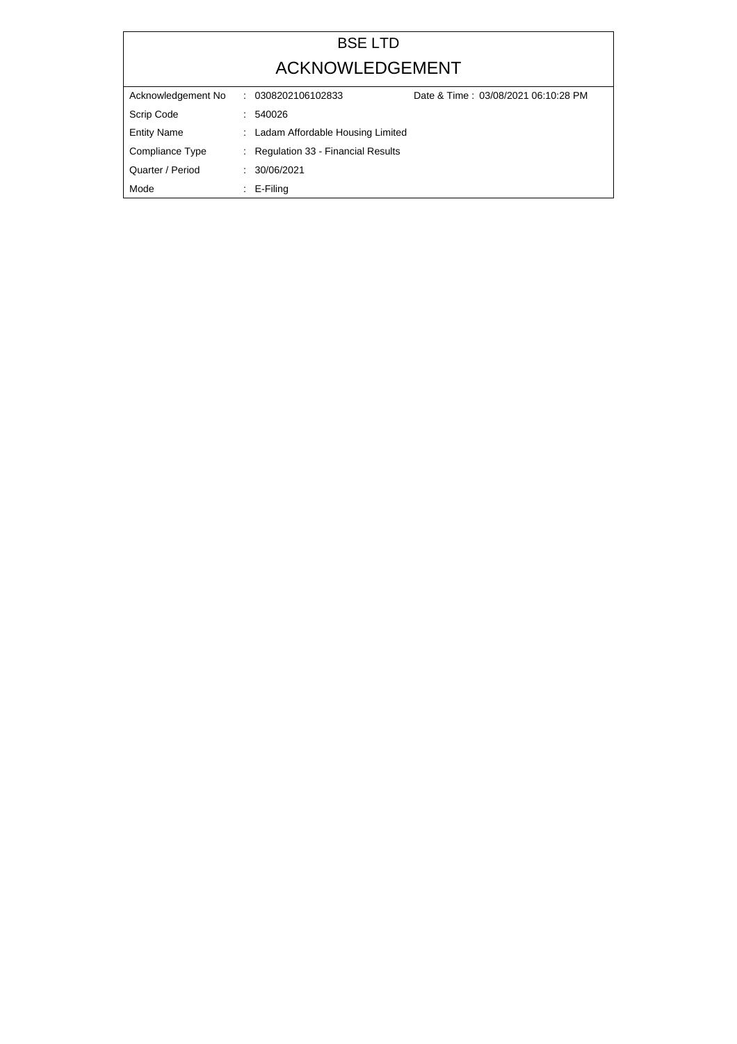# BSE LTD

## ACKNOWLEDGEMENT

| | | |
|---|---|---|
| Acknowledgement No | : 0308202106102833 | Date & Time : 03/08/2021 06:10:28 PM |
| Scrip Code | : 540026 | |
| Entity Name | : Ladam Affordable Housing Limited | |
| Compliance Type | : Regulation 33 - Financial Results | |
| Quarter / Period | : 30/06/2021 | |
| Mode | : E-Filing | |